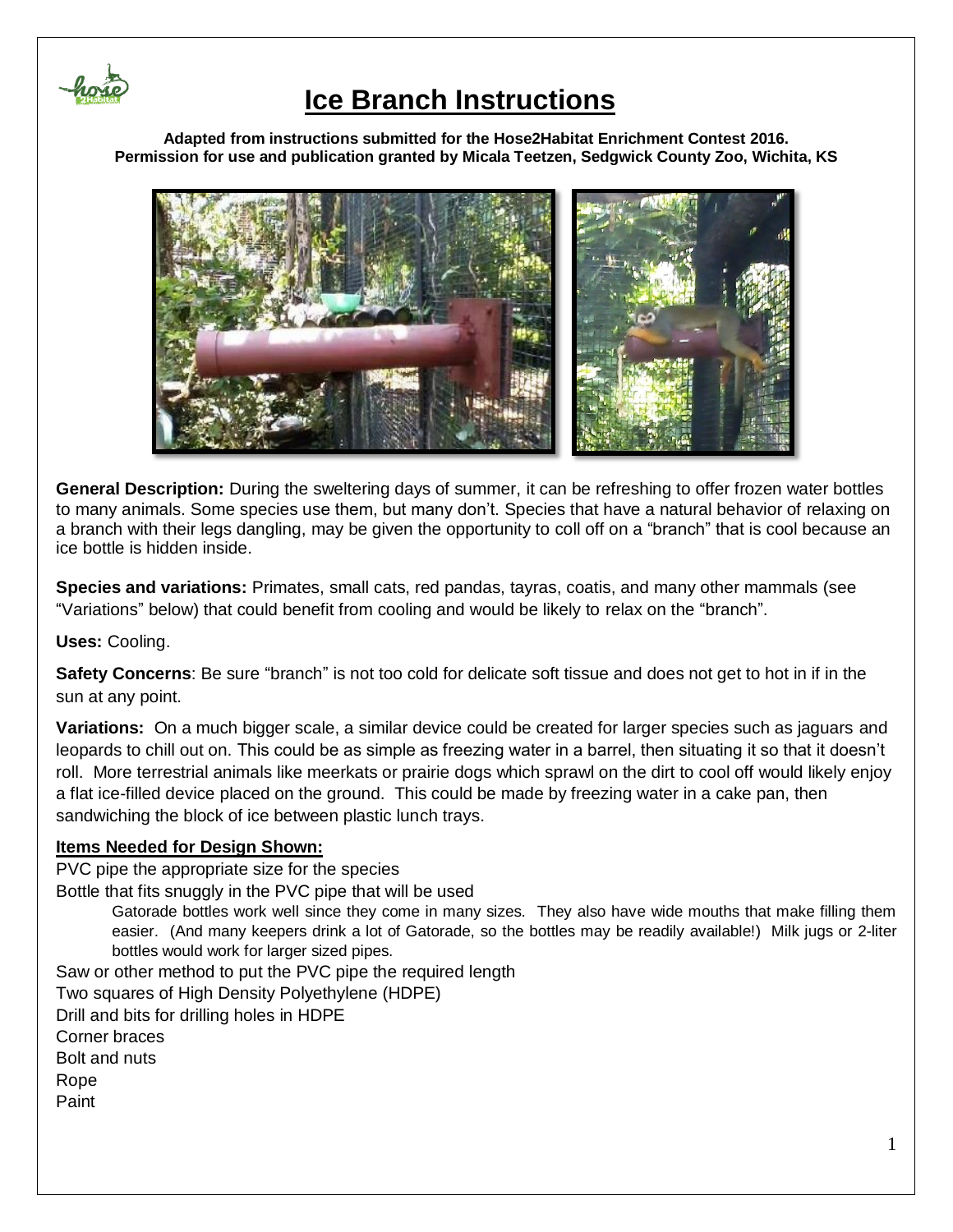# Ice Branch Instructions

**Adapted from instructions submitted for the Hose2Habitat Enrichment Contest 2016.**
**Permission for use and publication granted by Micala Teetzen, Sedgwick County Zoo, Wichita, KS**

**General Description:** During the sweltering days of summer, it can be refreshing to offer frozen water bottles to many animals. Some species use them, but many don't. Species that have a natural behavior of relaxing on a branch with their legs dangling, may be given the opportunity to coll off on a "branch" that is cool because an ice bottle is hidden inside.

**Species and variations:** Primates, small cats, red pandas, tayras, coatis, and many other mammals (see "Variations" below) that could benefit from cooling and would be likely to relax on the "branch".

**Uses:** Cooling.

**Safety Concerns**: Be sure "branch" is not too cold for delicate soft tissue and does not get to hot in if in the sun at any point.

**Variations:** On a much bigger scale, a similar device could be created for larger species such as jaguars and leopards to chill out on. This could be as simple as freezing water in a barrel, then situating it so that it doesn't roll. More terrestrial animals like meerkats or prairie dogs which sprawl on the dirt to cool off would likely enjoy a flat ice-filled device placed on the ground. This could be made by freezing water in a cake pan, then sandwiching the block of ice between plastic lunch trays.

**Items Needed for Design Shown:**

PVC pipe the appropriate size for the species
Bottle that fits snuggly in the PVC pipe that will be used

> Gatorade bottles work well since they come in many sizes. They also have wide mouths that make filling them easier. (And many keepers drink a lot of Gatorade, so the bottles may be readily available!) Milk jugs or 2-liter bottles would work for larger sized pipes.

Saw or other method to put the PVC pipe the required length
Two squares of High Density Polyethylene (HDPE)
Drill and bits for drilling holes in HDPE
Corner braces
Bolt and nuts
Rope
Paint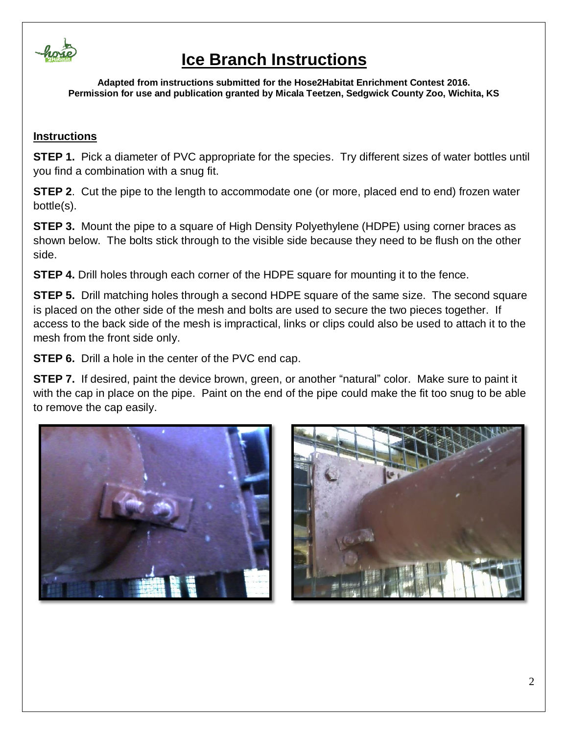# Ice Branch Instructions

**Adapted from instructions submitted for the Hose2Habitat Enrichment Contest 2016.**
**Permission for use and publication granted by Micala Teetzen, Sedgwick County Zoo, Wichita, KS**

## Instructions

**STEP 1.** Pick a diameter of PVC appropriate for the species. Try different sizes of water bottles until you find a combination with a snug fit.

**STEP 2**. Cut the pipe to the length to accommodate one (or more, placed end to end) frozen water bottle(s).

**STEP 3.** Mount the pipe to a square of High Density Polyethylene (HDPE) using corner braces as shown below. The bolts stick through to the visible side because they need to be flush on the other side.

**STEP 4.** Drill holes through each corner of the HDPE square for mounting it to the fence.

**STEP 5.** Drill matching holes through a second HDPE square of the same size. The second square is placed on the other side of the mesh and bolts are used to secure the two pieces together. If access to the back side of the mesh is impractical, links or clips could also be used to attach it to the mesh from the front side only.

**STEP 6.** Drill a hole in the center of the PVC end cap.

**STEP 7.** If desired, paint the device brown, green, or another "natural" color. Make sure to paint it with the cap in place on the pipe. Paint on the end of the pipe could make the fit too snug to be able to remove the cap easily.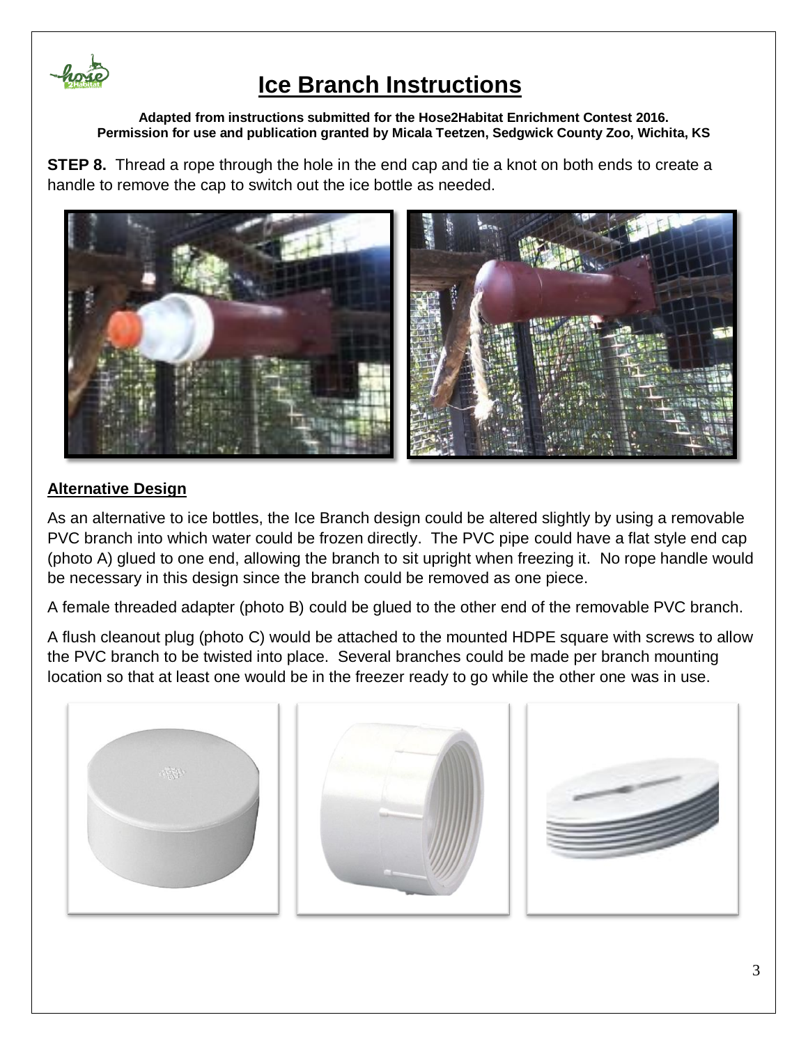# Ice Branch Instructions

**Adapted from instructions submitted for the Hose2Habitat Enrichment Contest 2016.**
**Permission for use and publication granted by Micala Teetzen, Sedgwick County Zoo, Wichita, KS**

**STEP 8.** Thread a rope through the hole in the end cap and tie a knot on both ends to create a handle to remove the cap to switch out the ice bottle as needed.

## Alternative Design

As an alternative to ice bottles, the Ice Branch design could be altered slightly by using a removable PVC branch into which water could be frozen directly. The PVC pipe could have a flat style end cap (photo A) glued to one end, allowing the branch to sit upright when freezing it. No rope handle would be necessary in this design since the branch could be removed as one piece.

A female threaded adapter (photo B) could be glued to the other end of the removable PVC branch.

A flush cleanout plug (photo C) would be attached to the mounted HDPE square with screws to allow the PVC branch to be twisted into place. Several branches could be made per branch mounting location so that at least one would be in the freezer ready to go while the other one was in use.